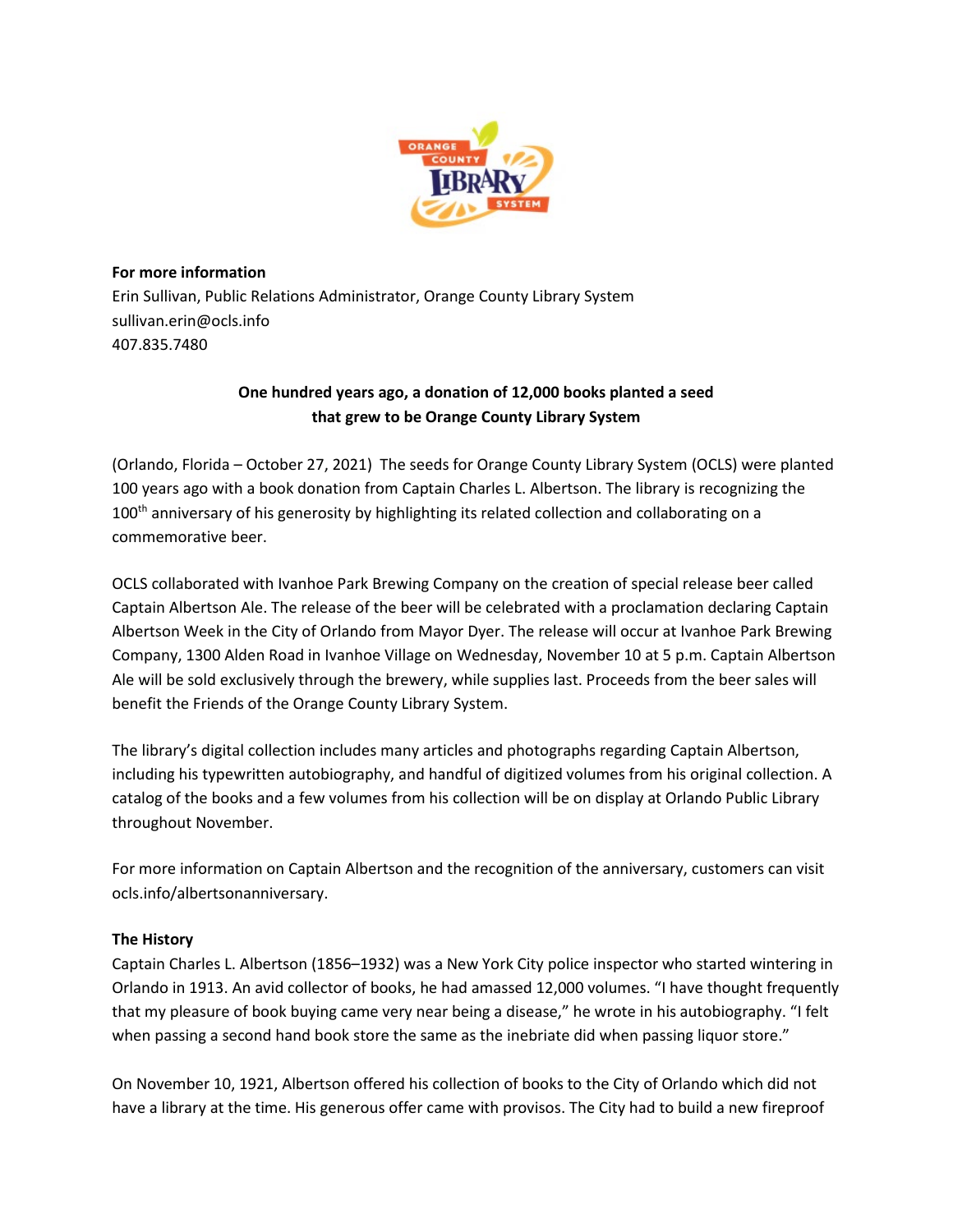**For more information**
Erin Sullivan, Public Relations Administrator, Orange County Library System
sullivan.erin@ocls.info
407.835.7480

**One hundred years ago, a donation of 12,000 books planted a seed that grew to be Orange County Library System**

(Orlando, Florida – October 27, 2021) The seeds for Orange County Library System (OCLS) were planted 100 years ago with a book donation from Captain Charles L. Albertson. The library is recognizing the 100th anniversary of his generosity by highlighting its related collection and collaborating on a commemorative beer.

OCLS collaborated with Ivanhoe Park Brewing Company on the creation of special release beer called Captain Albertson Ale. The release of the beer will be celebrated with a proclamation declaring Captain Albertson Week in the City of Orlando from Mayor Dyer. The release will occur at Ivanhoe Park Brewing Company, 1300 Alden Road in Ivanhoe Village on Wednesday, November 10 at 5 p.m. Captain Albertson Ale will be sold exclusively through the brewery, while supplies last. Proceeds from the beer sales will benefit the Friends of the Orange County Library System.

The library's digital collection includes many articles and photographs regarding Captain Albertson, including his typewritten autobiography, and handful of digitized volumes from his original collection. A catalog of the books and a few volumes from his collection will be on display at Orlando Public Library throughout November.

For more information on Captain Albertson and the recognition of the anniversary, customers can visit ocls.info/albertsonanniversary.

**The History**

Captain Charles L. Albertson (1856–1932) was a New York City police inspector who started wintering in Orlando in 1913. An avid collector of books, he had amassed 12,000 volumes. "I have thought frequently that my pleasure of book buying came very near being a disease," he wrote in his autobiography. "I felt when passing a second hand book store the same as the inebriate did when passing liquor store."

On November 10, 1921, Albertson offered his collection of books to the City of Orlando which did not have a library at the time. His generous offer came with provisos. The City had to build a new fireproof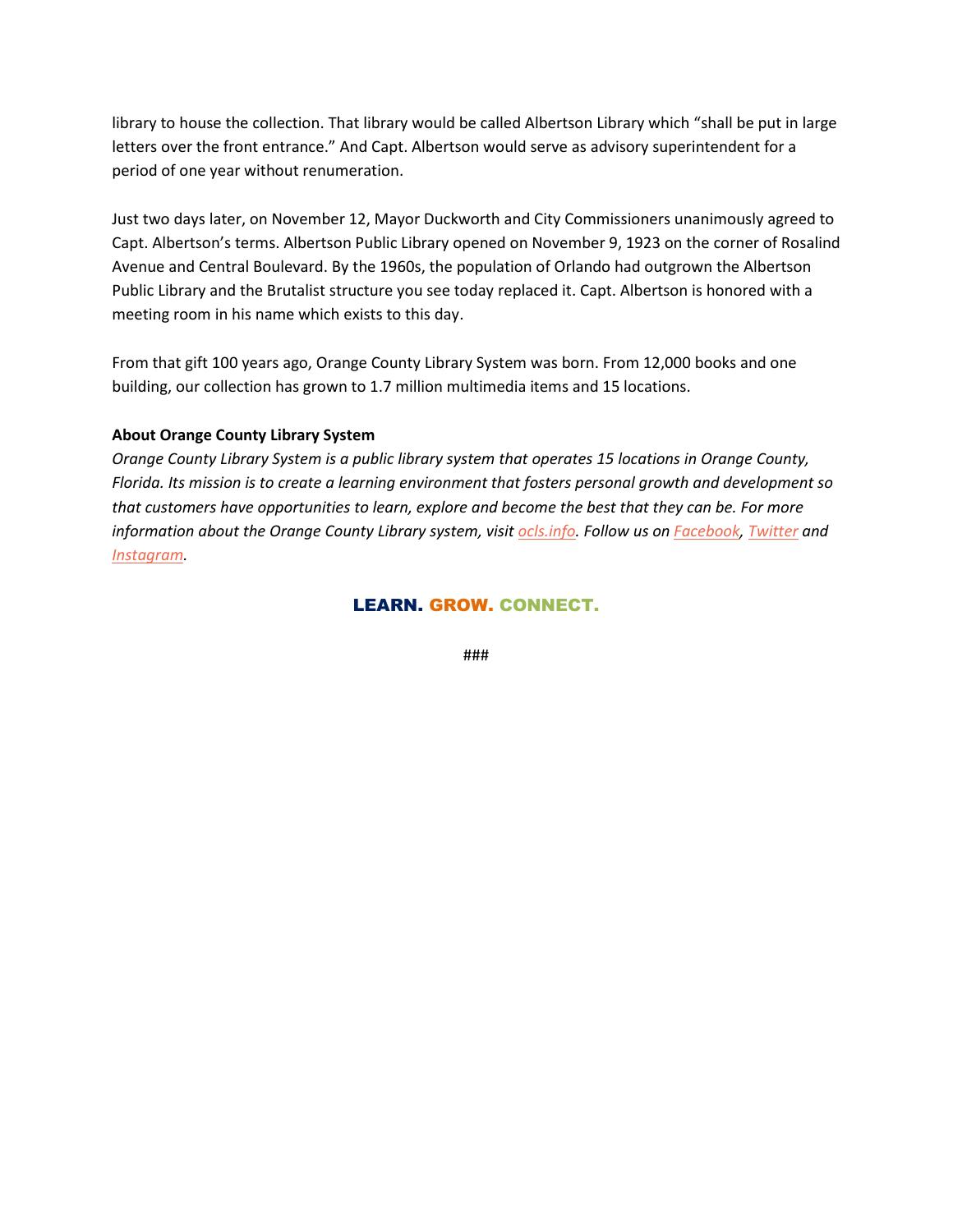library to house the collection. That library would be called Albertson Library which "shall be put in large letters over the front entrance." And Capt. Albertson would serve as advisory superintendent for a period of one year without renumeration.

Just two days later, on November 12, Mayor Duckworth and City Commissioners unanimously agreed to Capt. Albertson's terms. Albertson Public Library opened on November 9, 1923 on the corner of Rosalind Avenue and Central Boulevard. By the 1960s, the population of Orlando had outgrown the Albertson Public Library and the Brutalist structure you see today replaced it. Capt. Albertson is honored with a meeting room in his name which exists to this day.

From that gift 100 years ago, Orange County Library System was born. From 12,000 books and one building, our collection has grown to 1.7 million multimedia items and 15 locations.

**About Orange County Library System**

*Orange County Library System is a public library system that operates 15 locations in Orange County, Florida. Its mission is to create a learning environment that fosters personal growth and development so that customers have opportunities to learn, explore and become the best that they can be. For more information about the Orange County Library system, visit ocls.info. Follow us on Facebook, Twitter and Instagram.*

**LEARN. GROW. CONNECT.**

###